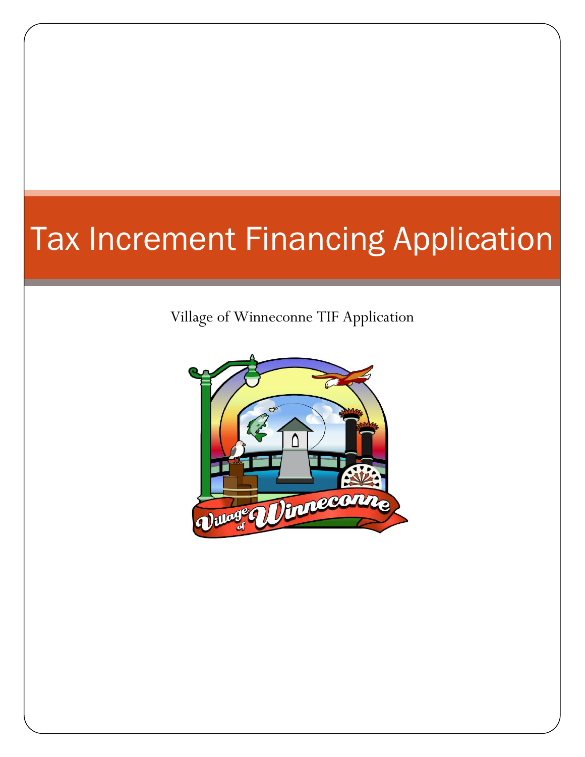# Tax Increment Financing Application

Village of Winneconne TIF Application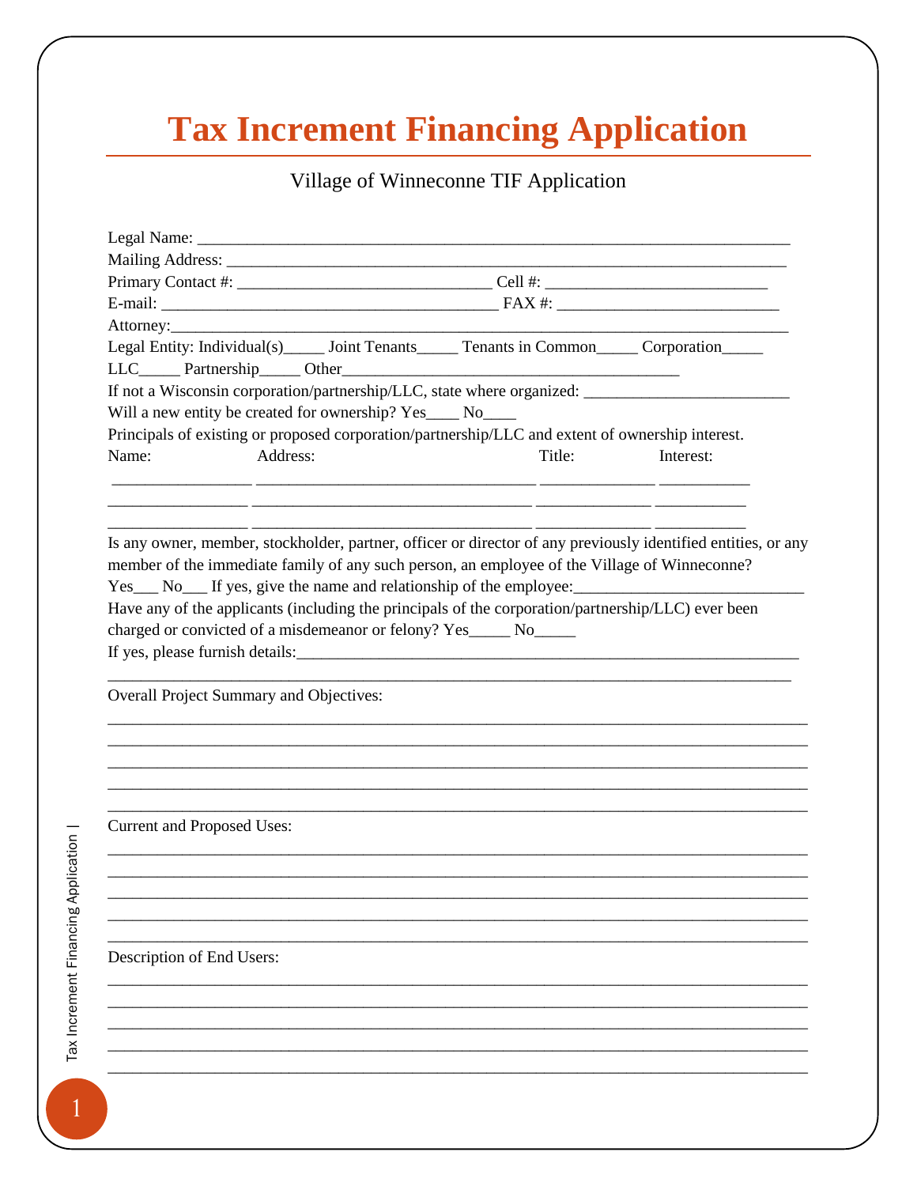# Tax Increment Financing Application

Village of Winneconne TIF Application

Legal Name: ___________________________________________________________________________

Mailing Address: ______________________________________________________________________

Primary Contact #: ______________________________ Cell #: __________________________

E-mail: ________________________________________ FAX #: __________________________

Attorney:______________________________________________________________________________

Legal Entity: Individual(s)_____ Joint Tenants_____ Tenants in Common_____ Corporation_____

LLC_____ Partnership_____ Other________________________________________

If not a Wisconsin corporation/partnership/LLC, state where organized: ________________________

Will a new entity be created for ownership? Yes____ No____

Principals of existing or proposed corporation/partnership/LLC and extent of ownership interest.

| Name: | Address: | Title: | Interest: |
|---|---|---|---|
| ________________ | ________________________________ | _____________ | __________ |
| ________________ | ________________________________ | _____________ | __________ |
| ________________ | ________________________________ | _____________ | __________ |

Is any owner, member, stockholder, partner, officer or director of any previously identified entities, or any member of the immediate family of any such person, an employee of the Village of Winneconne?

Yes___ No___ If yes, give the name and relationship of the employee:___________________________

Have any of the applicants (including the principals of the corporation/partnership/LLC) ever been charged or convicted of a misdemeanor or felony? Yes_____ No_____

If yes, please furnish details:_______________________________________________________________

_______________________________________________________________________________________

Overall Project Summary and Objectives:

_______________________________________________________________________________________

_______________________________________________________________________________________

_______________________________________________________________________________________

_______________________________________________________________________________________

_______________________________________________________________________________________

Current and Proposed Uses:

_______________________________________________________________________________________

_______________________________________________________________________________________

_______________________________________________________________________________________

_______________________________________________________________________________________

_______________________________________________________________________________________

Description of End Users:

_______________________________________________________________________________________

_______________________________________________________________________________________

_______________________________________________________________________________________

_______________________________________________________________________________________

_______________________________________________________________________________________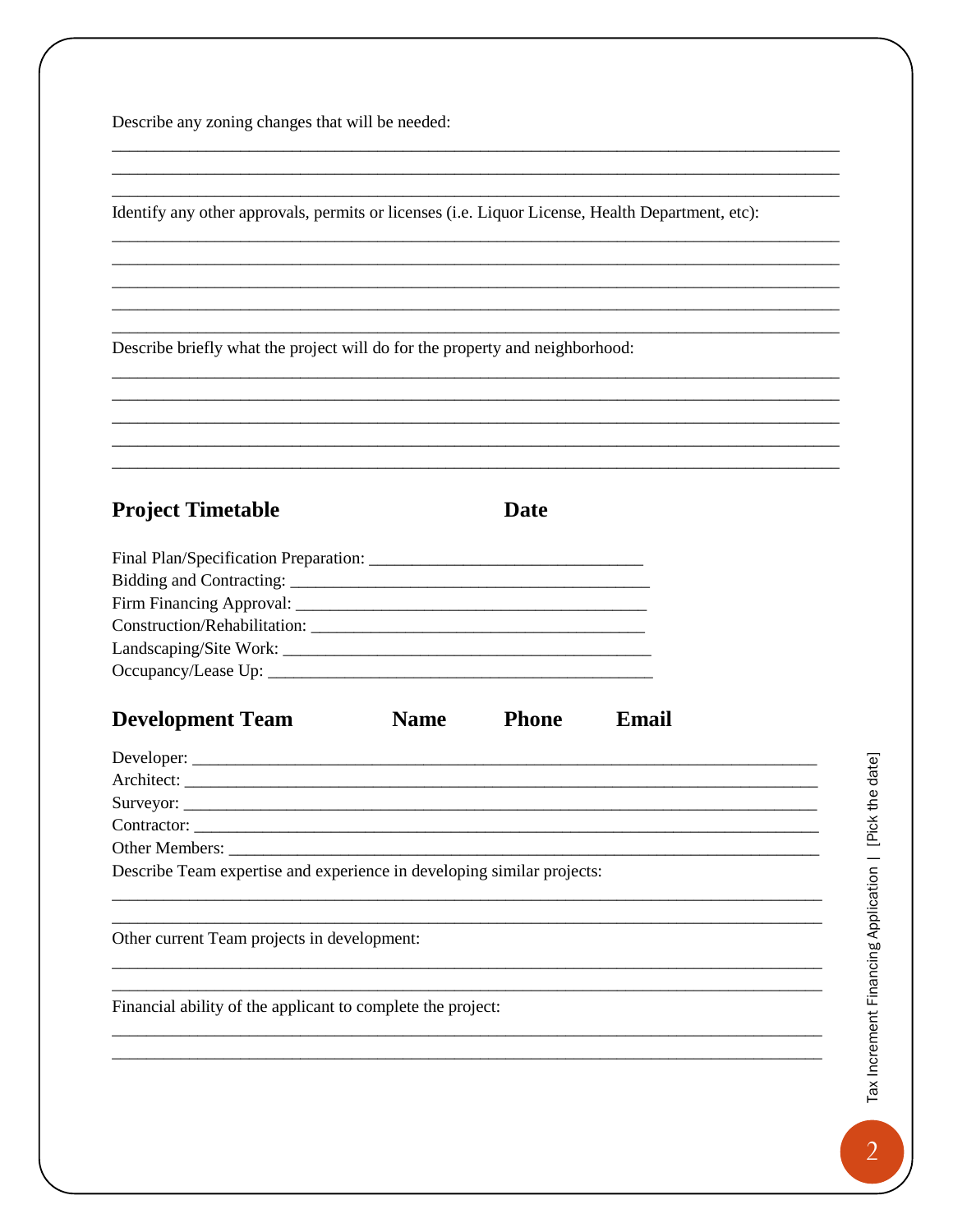Describe any zoning changes that will be needed:

_______________________________________________________________________________
_______________________________________________________________________________
_______________________________________________________________________________

Identify any other approvals, permits or licenses (i.e. Liquor License, Health Department, etc):

_______________________________________________________________________________
_______________________________________________________________________________
_______________________________________________________________________________
_______________________________________________________________________________
_______________________________________________________________________________

Describe briefly what the project will do for the property and neighborhood:

_______________________________________________________________________________
_______________________________________________________________________________
_______________________________________________________________________________
_______________________________________________________________________________
_______________________________________________________________________________

## Project Timetable &nbsp;&nbsp;&nbsp;&nbsp;&nbsp;&nbsp;&nbsp;&nbsp; Date

Final Plan/Specification Preparation: ______________________________
Bidding and Contracting: ________________________________________
Firm Financing Approval: ________________________________________
Construction/Rehabilitation: ______________________________________
Landscaping/Site Work: __________________________________________
Occupancy/Lease Up: ____________________________________________

## Development Team &nbsp;&nbsp;&nbsp;&nbsp;&nbsp;&nbsp;&nbsp;&nbsp; Name &nbsp;&nbsp;&nbsp;&nbsp; Phone &nbsp;&nbsp;&nbsp;&nbsp; Email

Developer: ____________________________________________________________________
Architect: ____________________________________________________________________
Surveyor: _____________________________________________________________________
Contractor: ___________________________________________________________________
Other Members: ________________________________________________________________

Describe Team expertise and experience in developing similar projects:

_______________________________________________________________________________
_______________________________________________________________________________

Other current Team projects in development:

_______________________________________________________________________________
_______________________________________________________________________________

Financial ability of the applicant to complete the project:

_______________________________________________________________________________
_______________________________________________________________________________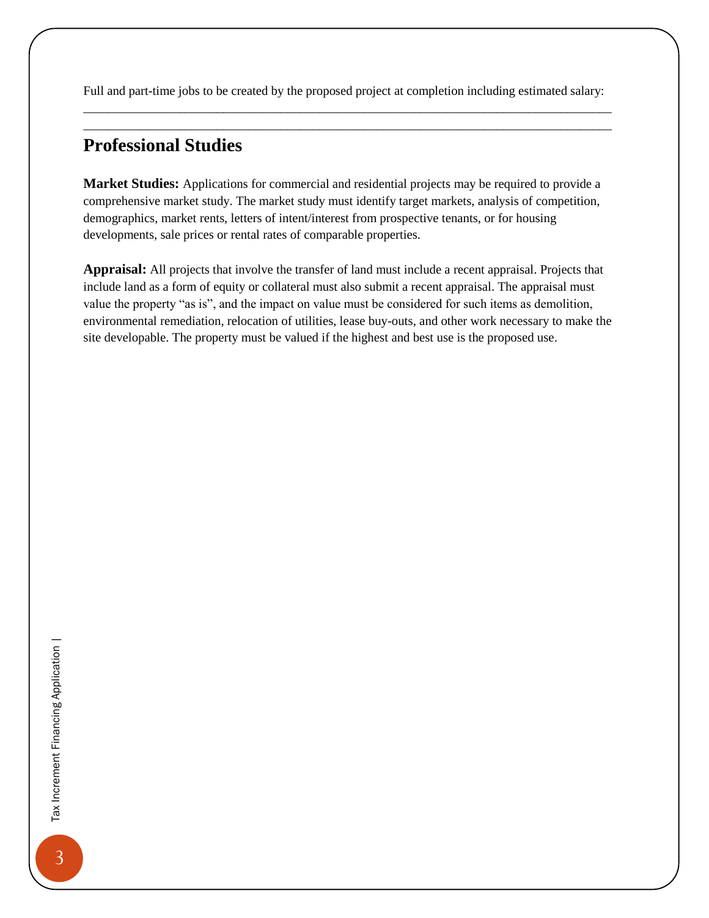Full and part-time jobs to be created by the proposed project at completion including estimated salary:

______________________________________________________________________________

______________________________________________________________________________

## Professional Studies

**Market Studies:** Applications for commercial and residential projects may be required to provide a comprehensive market study. The market study must identify target markets, analysis of competition, demographics, market rents, letters of intent/interest from prospective tenants, or for housing developments, sale prices or rental rates of comparable properties.

**Appraisal:** All projects that involve the transfer of land must include a recent appraisal. Projects that include land as a form of equity or collateral must also submit a recent appraisal. The appraisal must value the property "as is", and the impact on value must be considered for such items as demolition, environmental remediation, relocation of utilities, lease buy-outs, and other work necessary to make the site developable. The property must be valued if the highest and best use is the proposed use.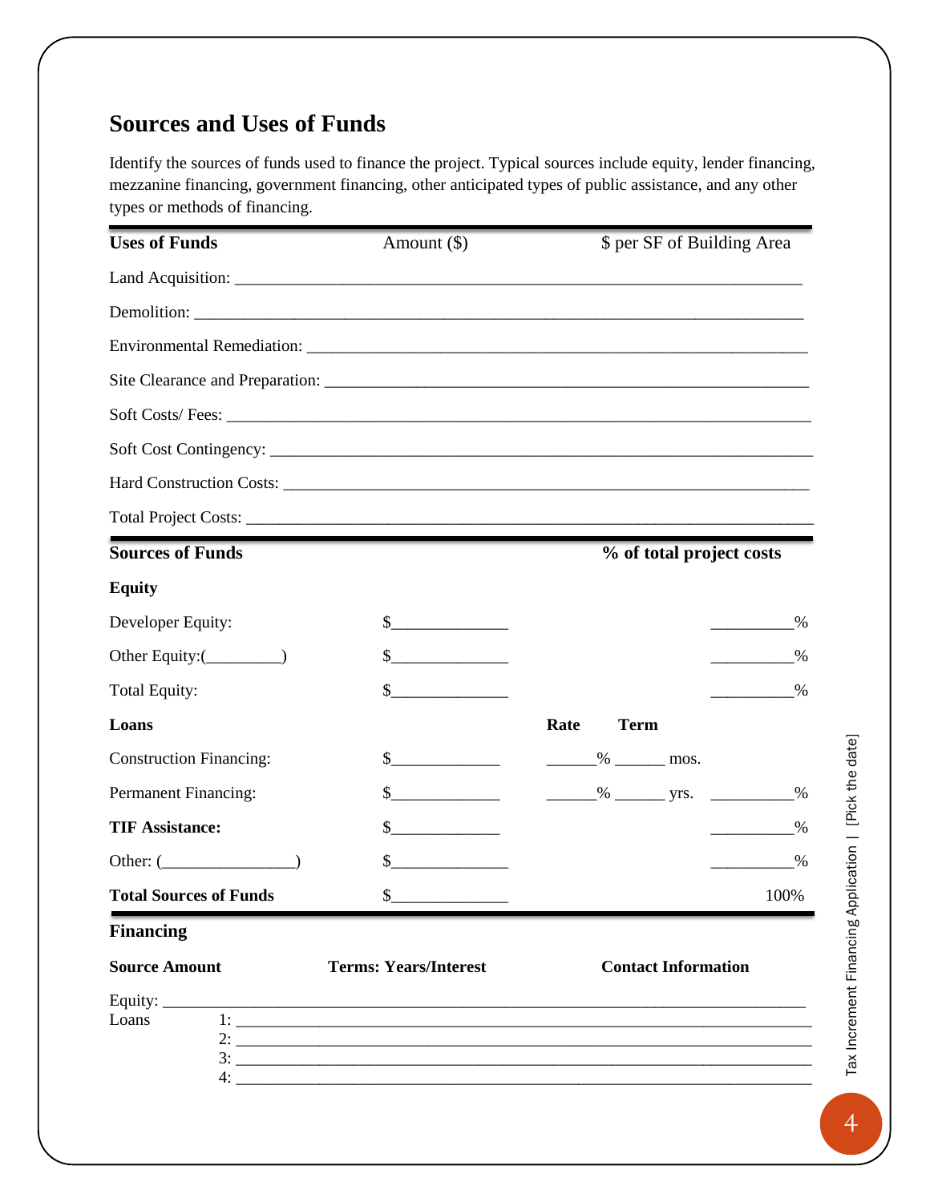## Sources and Uses of Funds

Identify the sources of funds used to finance the project. Typical sources include equity, lender financing, mezzanine financing, government financing, other anticipated types of public assistance, and any other types or methods of financing.

| **Uses of Funds** | Amount ($) | $ per SF of Building Area |
|---|---|---|
| Land Acquisition: ___ | | |
| Demolition: ___ | | |
| Environmental Remediation: ___ | | |
| Site Clearance and Preparation: ___ | | |
| Soft Costs/ Fees: ___ | | |
| Soft Cost Contingency: ___ | | |
| Hard Construction Costs: ___ | | |
| Total Project Costs: ___ | | |

| **Sources of Funds** | | | **% of total project costs** |
|---|---|---|---|
| **Equity** | | | |
| Developer Equity: | $______________ | | __________% |
| Other Equity:(_________) | $______________ | | __________% |
| Total Equity: | $______________ | | __________% |
| **Loans** | | **Rate** **Term** | |
| Construction Financing: | $_____________ | ______% ______ mos. | |
| Permanent Financing: | $_____________ | ______% ______ yrs. | __________% |
| **TIF Assistance:** | $_____________ | | __________% |
| Other: (________________) | $______________ | | __________% |
| **Total Sources of Funds** | $______________ | | 100% |

### Financing

| **Source Amount** | **Terms: Years/Interest** | **Contact Information** |
|---|---|---|
| Equity: ___ | | |
| Loans 1: ___ | | |
| 2: ___ | | |
| 3: ___ | | |
| 4: ___ | | |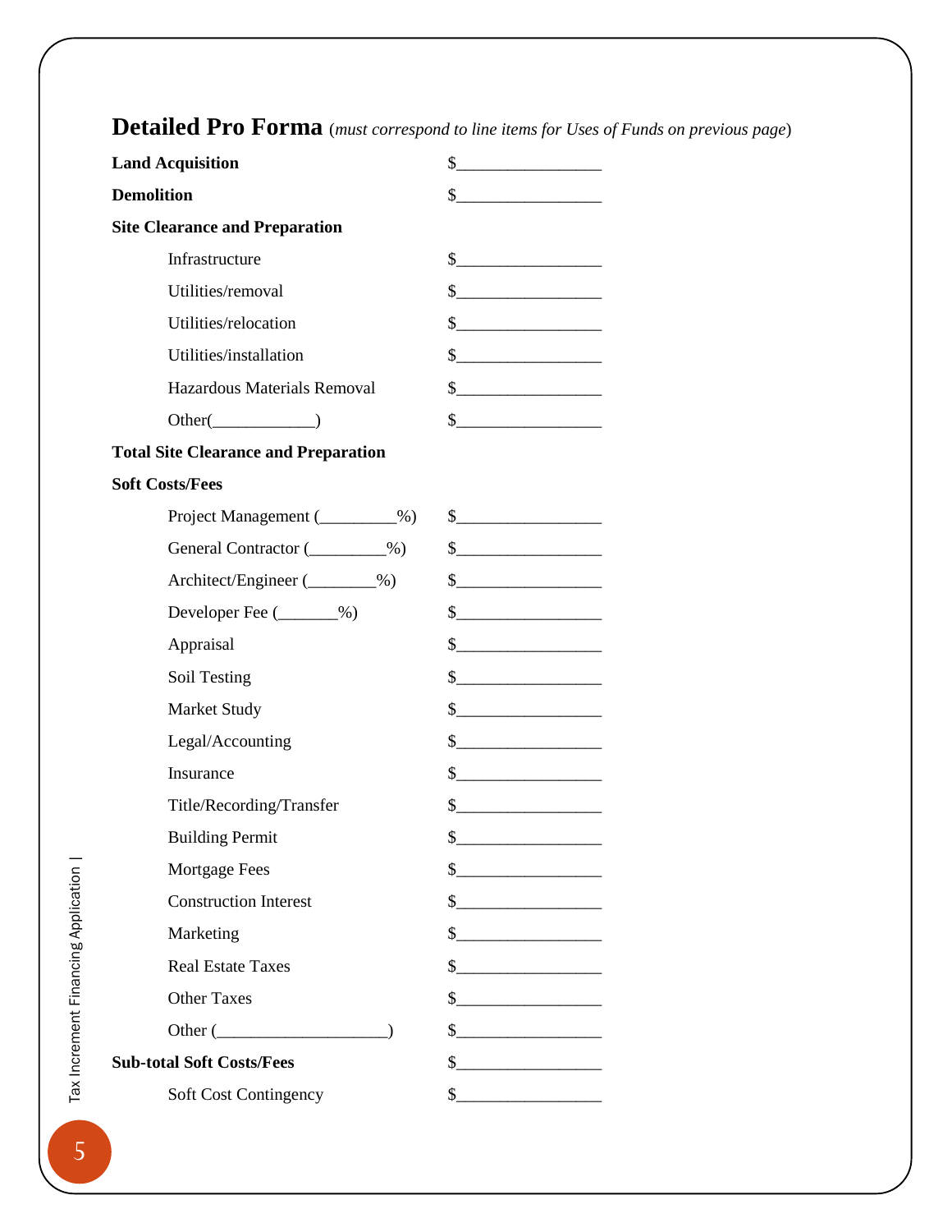## Detailed Pro Forma (*must correspond to line items for Uses of Funds on previous page*)

**Land Acquisition** $_________________

**Demolition** $_________________

**Site Clearance and Preparation**

- Infrastructure $_________________
- Utilities/removal $_________________
- Utilities/relocation $_________________
- Utilities/installation $_________________
- Hazardous Materials Removal $_________________
- Other(____________) $_________________

**Total Site Clearance and Preparation**

**Soft Costs/Fees**

- Project Management (_________%) $_________________
- General Contractor (_________%) $_________________
- Architect/Engineer (________%) $_________________
- Developer Fee (_______%) $_________________
- Appraisal $_________________
- Soil Testing $_________________
- Market Study $_________________
- Legal/Accounting $_________________
- Insurance $_________________
- Title/Recording/Transfer $_________________
- Building Permit $_________________
- Mortgage Fees $_________________
- Construction Interest $_________________
- Marketing $_________________
- Real Estate Taxes $_________________
- Other Taxes $_________________
- Other (____________________) $_________________

**Sub-total Soft Costs/Fees** $_________________

- Soft Cost Contingency $_________________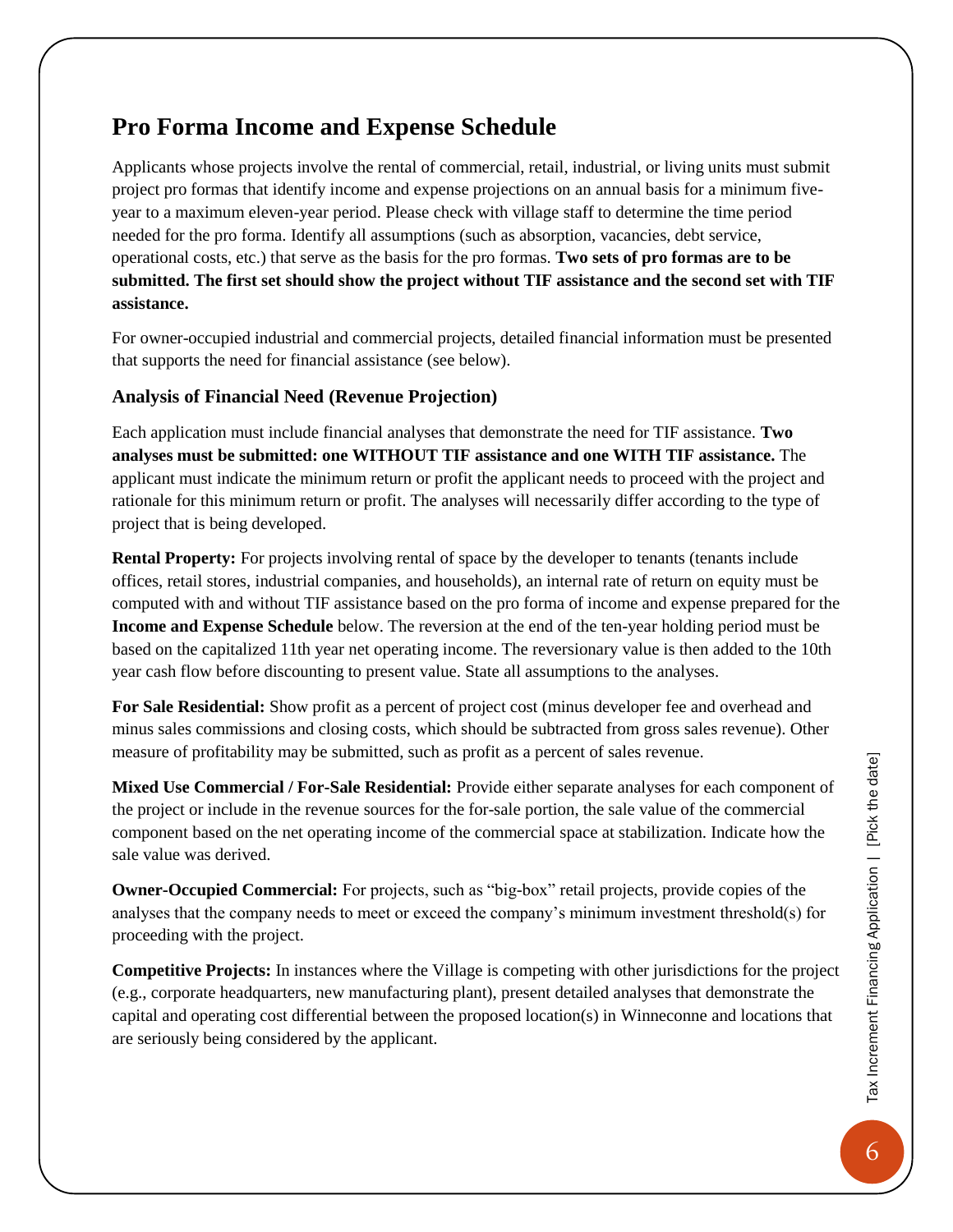## Pro Forma Income and Expense Schedule

Applicants whose projects involve the rental of commercial, retail, industrial, or living units must submit project pro formas that identify income and expense projections on an annual basis for a minimum five-year to a maximum eleven-year period. Please check with village staff to determine the time period needed for the pro forma. Identify all assumptions (such as absorption, vacancies, debt service, operational costs, etc.) that serve as the basis for the pro formas. **Two sets of pro formas are to be submitted. The first set should show the project without TIF assistance and the second set with TIF assistance.**

For owner-occupied industrial and commercial projects, detailed financial information must be presented that supports the need for financial assistance (see below).

### Analysis of Financial Need (Revenue Projection)

Each application must include financial analyses that demonstrate the need for TIF assistance. **Two analyses must be submitted: one WITHOUT TIF assistance and one WITH TIF assistance.** The applicant must indicate the minimum return or profit the applicant needs to proceed with the project and rationale for this minimum return or profit. The analyses will necessarily differ according to the type of project that is being developed.

**Rental Property:** For projects involving rental of space by the developer to tenants (tenants include offices, retail stores, industrial companies, and households), an internal rate of return on equity must be computed with and without TIF assistance based on the pro forma of income and expense prepared for the **Income and Expense Schedule** below. The reversion at the end of the ten-year holding period must be based on the capitalized 11th year net operating income. The reversionary value is then added to the 10th year cash flow before discounting to present value. State all assumptions to the analyses.

**For Sale Residential:** Show profit as a percent of project cost (minus developer fee and overhead and minus sales commissions and closing costs, which should be subtracted from gross sales revenue). Other measure of profitability may be submitted, such as profit as a percent of sales revenue.

**Mixed Use Commercial / For-Sale Residential:** Provide either separate analyses for each component of the project or include in the revenue sources for the for-sale portion, the sale value of the commercial component based on the net operating income of the commercial space at stabilization. Indicate how the sale value was derived.

**Owner-Occupied Commercial:** For projects, such as "big-box" retail projects, provide copies of the analyses that the company needs to meet or exceed the company's minimum investment threshold(s) for proceeding with the project.

**Competitive Projects:** In instances where the Village is competing with other jurisdictions for the project (e.g., corporate headquarters, new manufacturing plant), present detailed analyses that demonstrate the capital and operating cost differential between the proposed location(s) in Winneconne and locations that are seriously being considered by the applicant.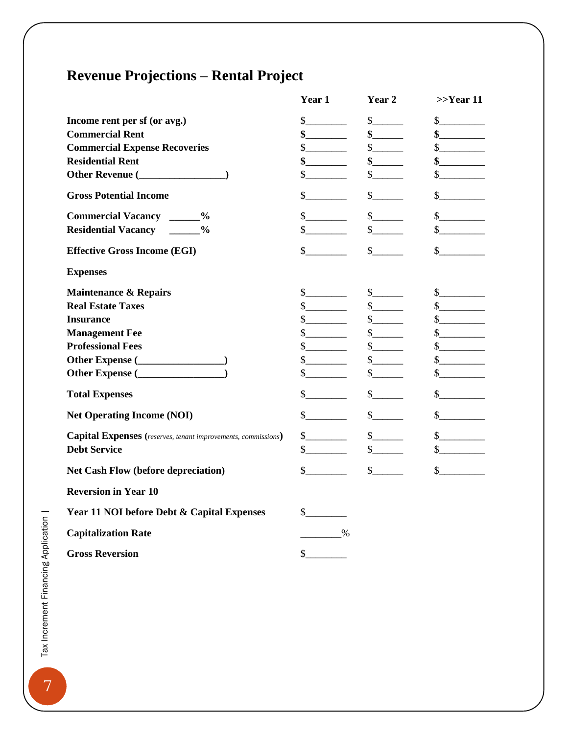## Revenue Projections – Rental Project

| | Year 1 | Year 2 | >>Year 11 |
|---|---|---|---|
| **Income rent per sf (or avg.)** | $________ | $______ | $_________ |
| **Commercial Rent** | **$________** | **$______** | **$_________** |
| **Commercial Expense Recoveries** | $________ | $______ | $_________ |
| **Residential Rent** | **$________** | **$______** | **$_________** |
| **Other Revenue (_________________)** | $________ | $______ | $_________ |
| **Gross Potential Income** | $________ | $______ | $_________ |
| **Commercial Vacancy ______%** | $________ | $______ | $_________ |
| **Residential Vacancy ______%** | $________ | $______ | $_________ |
| **Effective Gross Income (EGI)** | $________ | $______ | $_________ |
| **Expenses** | | | |
| **Maintenance & Repairs** | $________ | $______ | $_________ |
| **Real Estate Taxes** | $________ | $______ | $_________ |
| **Insurance** | $________ | $______ | $_________ |
| **Management Fee** | $________ | $______ | $_________ |
| **Professional Fees** | $________ | $______ | $_________ |
| **Other Expense (_________________)** | $________ | $______ | $_________ |
| **Other Expense (_________________)** | $________ | $______ | $_________ |
| **Total Expenses** | $________ | $______ | $_________ |
| **Net Operating Income (NOI)** | $________ | $______ | $_________ |
| **Capital Expenses (*reserves, tenant improvements, commissions*)** | $________ | $______ | $_________ |
| **Debt Service** | $________ | $______ | $_________ |
| **Net Cash Flow (before depreciation)** | $________ | $______ | $_________ |
| **Reversion in Year 10** | | | |
| **Year 11 NOI before Debt & Capital Expenses** | $________ | | |
| **Capitalization Rate** | ________% | | |
| **Gross Reversion** | $________ | | |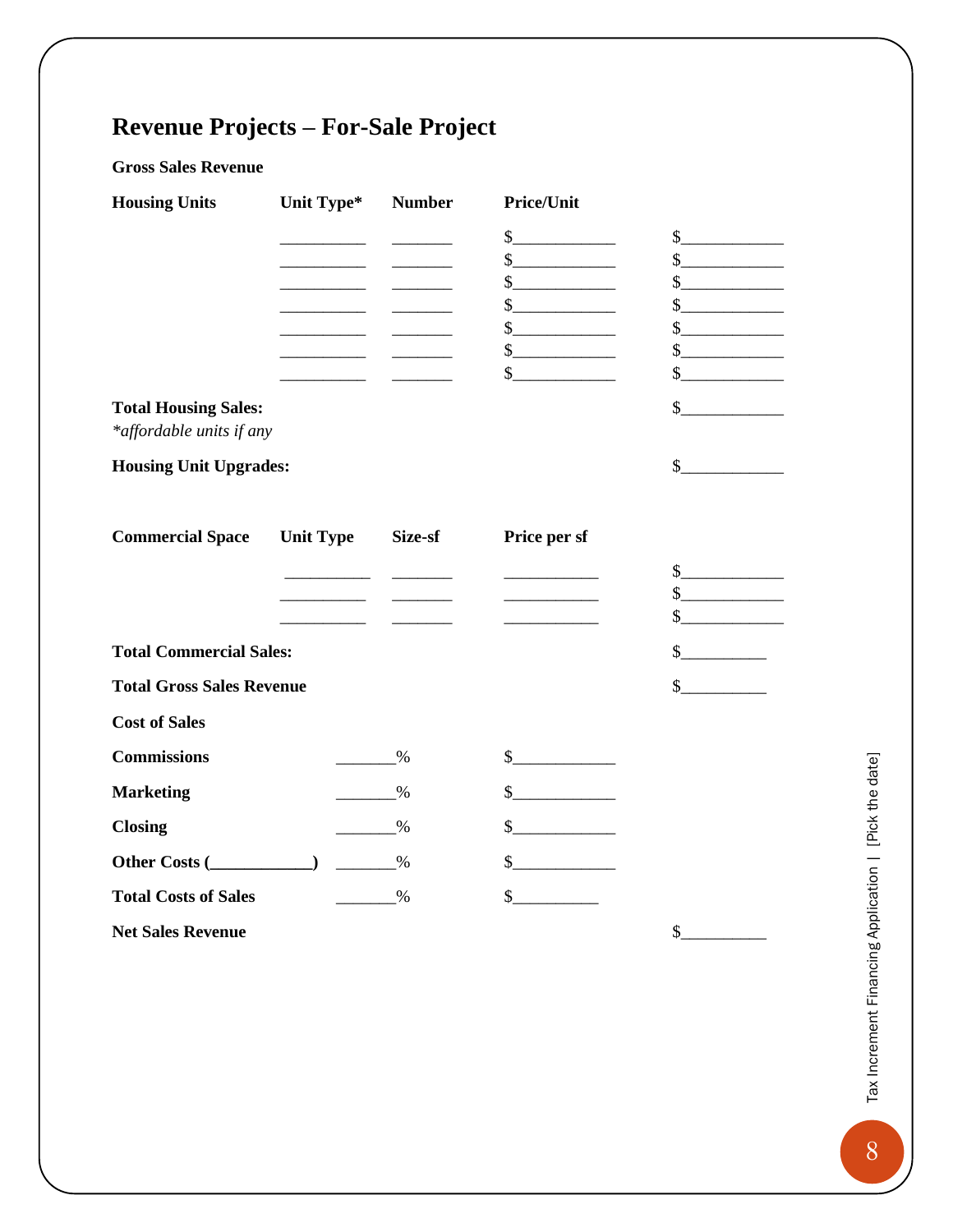# Revenue Projects – For-Sale Project

**Gross Sales Revenue**

| **Housing Units** | **Unit Type*** | **Number** | **Price/Unit** | |
|---|---|---|---|---|
| | __________ | _______ | $____________ | $____________ |
| | __________ | _______ | $____________ | $____________ |
| | __________ | _______ | $____________ | $____________ |
| | __________ | _______ | $____________ | $____________ |
| | __________ | _______ | $____________ | $____________ |
| | __________ | _______ | $____________ | $____________ |
| | __________ | _______ | $____________ | $____________ |
| **Total Housing Sales:** | | | | $____________ |

*\*affordable units if any*

| | | | | |
|---|---|---|---|---|
| **Housing Unit Upgrades:** | | | | $____________ |

| **Commercial Space** | **Unit Type** | **Size-sf** | **Price per sf** | |
|---|---|---|---|---|
| | __________ | _______ | ___________ | $____________ |
| | __________ | _______ | ___________ | $____________ |
| | __________ | _______ | ___________ | $____________ |
| **Total Commercial Sales:** | | | | $__________ |
| **Total Gross Sales Revenue** | | | | $__________ |

**Cost of Sales**

| | | | |
|---|---|---|---|
| **Commissions** | _______% | $____________ | |
| **Marketing** | _______% | $____________ | |
| **Closing** | _______% | $____________ | |
| **Other Costs (___________)** | _______% | $____________ | |
| **Total Costs of Sales** | _______% | $__________ | |
| **Net Sales Revenue** | | | $__________ |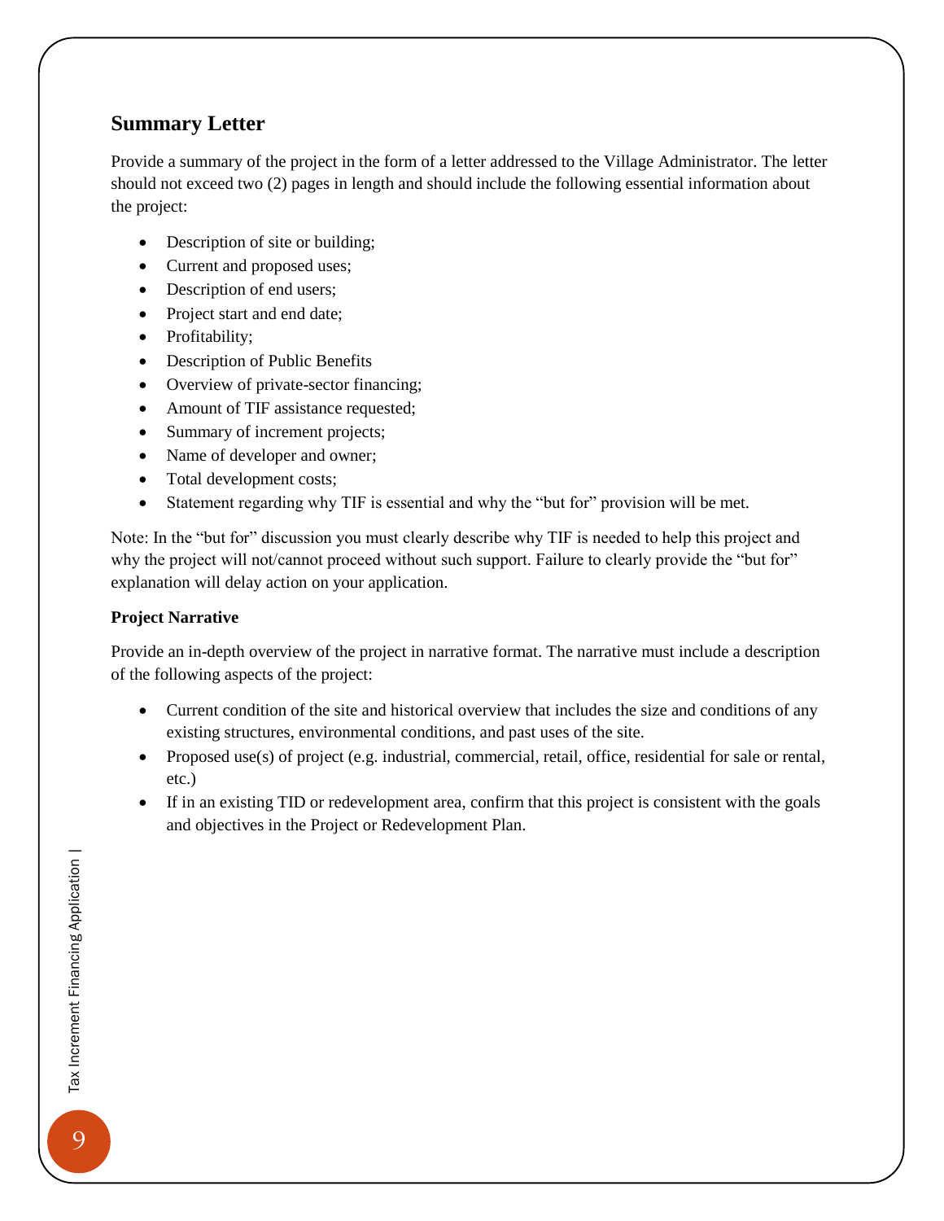## Summary Letter

Provide a summary of the project in the form of a letter addressed to the Village Administrator. The letter should not exceed two (2) pages in length and should include the following essential information about the project:

- Description of site or building;
- Current and proposed uses;
- Description of end users;
- Project start and end date;
- Profitability;
- Description of Public Benefits
- Overview of private-sector financing;
- Amount of TIF assistance requested;
- Summary of increment projects;
- Name of developer and owner;
- Total development costs;
- Statement regarding why TIF is essential and why the "but for" provision will be met.

Note: In the "but for" discussion you must clearly describe why TIF is needed to help this project and why the project will not/cannot proceed without such support. Failure to clearly provide the "but for" explanation will delay action on your application.

### Project Narrative

Provide an in-depth overview of the project in narrative format. The narrative must include a description of the following aspects of the project:

- Current condition of the site and historical overview that includes the size and conditions of any existing structures, environmental conditions, and past uses of the site.
- Proposed use(s) of project (e.g. industrial, commercial, retail, office, residential for sale or rental, etc.)
- If in an existing TID or redevelopment area, confirm that this project is consistent with the goals and objectives in the Project or Redevelopment Plan.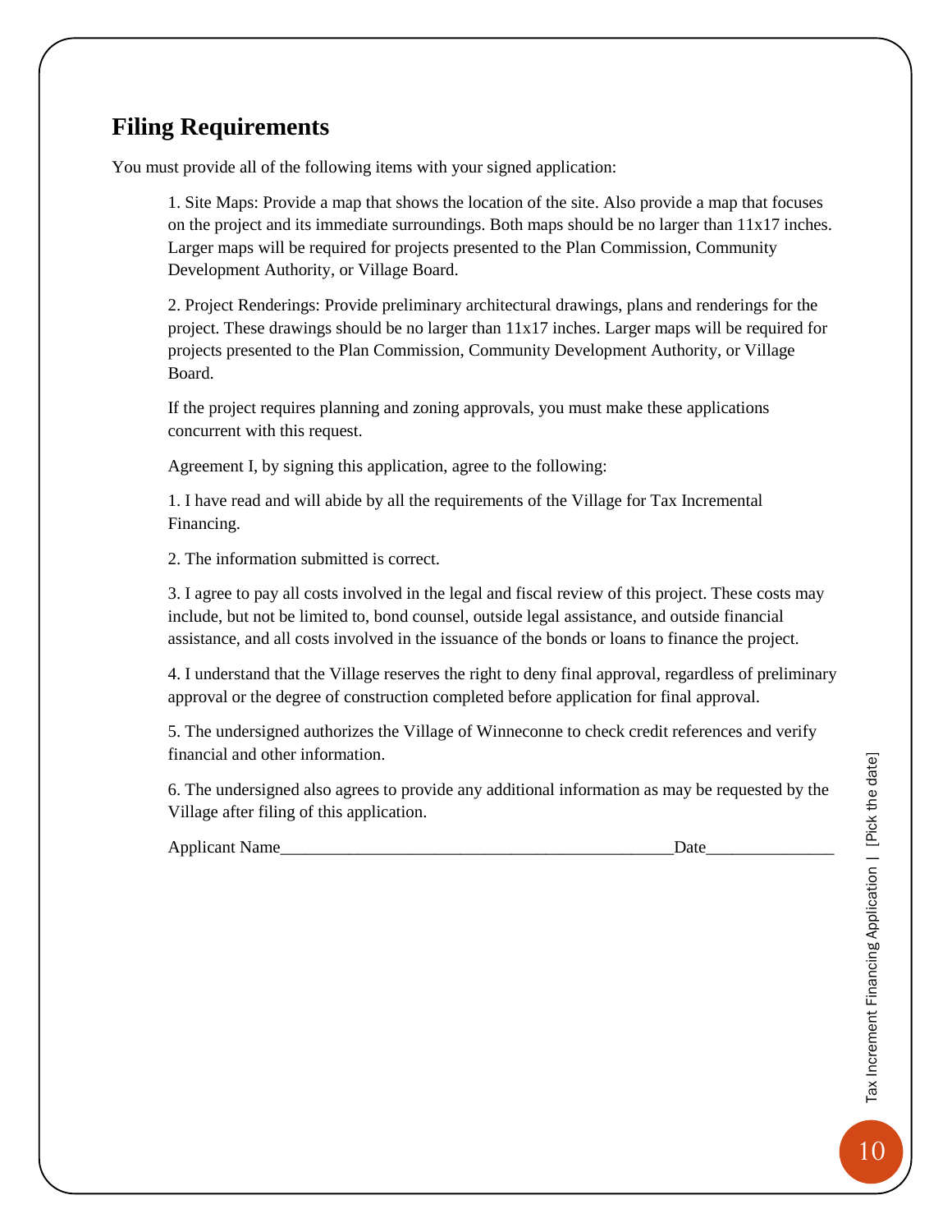## Filing Requirements

You must provide all of the following items with your signed application:

1. Site Maps: Provide a map that shows the location of the site. Also provide a map that focuses on the project and its immediate surroundings. Both maps should be no larger than 11x17 inches. Larger maps will be required for projects presented to the Plan Commission, Community Development Authority, or Village Board.

2. Project Renderings: Provide preliminary architectural drawings, plans and renderings for the project. These drawings should be no larger than 11x17 inches. Larger maps will be required for projects presented to the Plan Commission, Community Development Authority, or Village Board.

If the project requires planning and zoning approvals, you must make these applications concurrent with this request.

Agreement I, by signing this application, agree to the following:

1. I have read and will abide by all the requirements of the Village for Tax Incremental Financing.

2. The information submitted is correct.

3. I agree to pay all costs involved in the legal and fiscal review of this project. These costs may include, but not be limited to, bond counsel, outside legal assistance, and outside financial assistance, and all costs involved in the issuance of the bonds or loans to finance the project.

4. I understand that the Village reserves the right to deny final approval, regardless of preliminary approval or the degree of construction completed before application for final approval.

5. The undersigned authorizes the Village of Winneconne to check credit references and verify financial and other information.

6. The undersigned also agrees to provide any additional information as may be requested by the Village after filing of this application.

Applicant Name_______________________________________________Date_______________